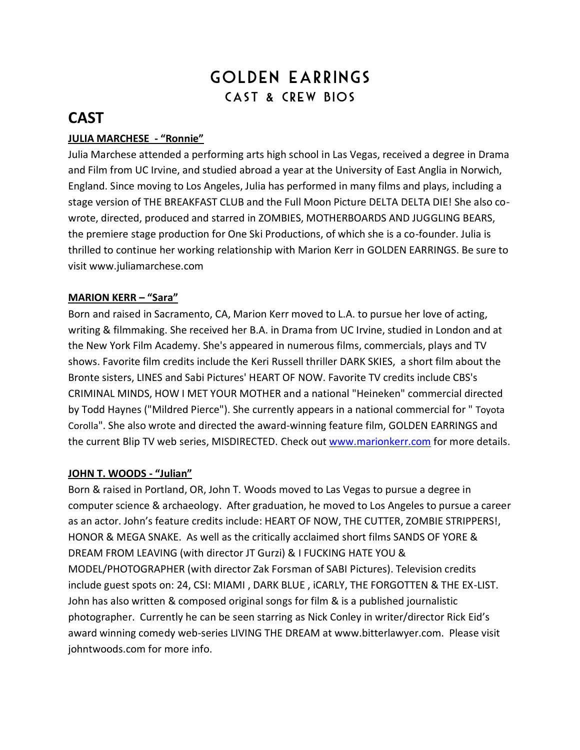# GOLDEN EARRINGS

## CAST & CREW BIOS

## CAST

**JULIA MARCHESE - "Ronnie"**

Julia Marchese attended a performing arts high school in Las Vegas, received a degree in Drama and Film from UC Irvine, and studied abroad a year at the University of East Anglia in Norwich, England. Since moving to Los Angeles, Julia has performed in many films and plays, including a stage version of THE BREAKFAST CLUB and the Full Moon Picture DELTA DELTA DIE! She also co-wrote, directed, produced and starred in ZOMBIES, MOTHERBOARDS AND JUGGLING BEARS, the premiere stage production for One Ski Productions, of which she is a co-founder. Julia is thrilled to continue her working relationship with Marion Kerr in GOLDEN EARRINGS. Be sure to visit www.juliamarchese.com

**MARION KERR – "Sara"**

Born and raised in Sacramento, CA, Marion Kerr moved to L.A. to pursue her love of acting, writing & filmmaking. She received her B.A. in Drama from UC Irvine, studied in London and at the New York Film Academy. She's appeared in numerous films, commercials, plays and TV shows. Favorite film credits include the Keri Russell thriller DARK SKIES, a short film about the Bronte sisters, LINES and Sabi Pictures' HEART OF NOW. Favorite TV credits include CBS's CRIMINAL MINDS, HOW I MET YOUR MOTHER and a national "Heineken" commercial directed by Todd Haynes ("Mildred Pierce"). She currently appears in a national commercial for " Toyota Corolla". She also wrote and directed the award-winning feature film, GOLDEN EARRINGS and the current Blip TV web series, MISDIRECTED. Check out www.marionkerr.com for more details.

**JOHN T. WOODS - "Julian"**

Born & raised in Portland, OR, John T. Woods moved to Las Vegas to pursue a degree in computer science & archaeology. After graduation, he moved to Los Angeles to pursue a career as an actor. John's feature credits include: HEART OF NOW, THE CUTTER, ZOMBIE STRIPPERS!, HONOR & MEGA SNAKE. As well as the critically acclaimed short films SANDS OF YORE & DREAM FROM LEAVING (with director JT Gurzi) & I FUCKING HATE YOU & MODEL/PHOTOGRAPHER (with director Zak Forsman of SABI Pictures). Television credits include guest spots on: 24, CSI: MIAMI , DARK BLUE , iCARLY, THE FORGOTTEN & THE EX-LIST. John has also written & composed original songs for film & is a published journalistic photographer. Currently he can be seen starring as Nick Conley in writer/director Rick Eid's award winning comedy web-series LIVING THE DREAM at www.bitterlawyer.com. Please visit johntwoods.com for more info.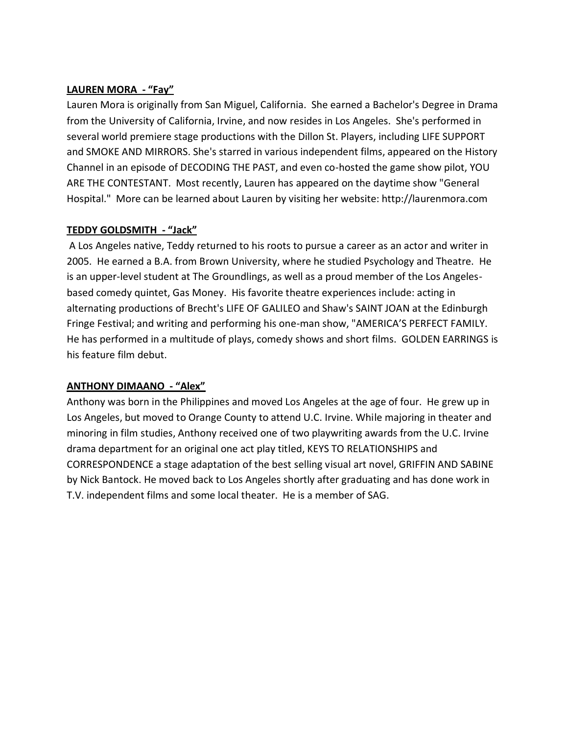**<u>LAUREN MORA - "Fay"</u>**

Lauren Mora is originally from San Miguel, California. She earned a Bachelor's Degree in Drama from the University of California, Irvine, and now resides in Los Angeles. She's performed in several world premiere stage productions with the Dillon St. Players, including LIFE SUPPORT and SMOKE AND MIRRORS. She's starred in various independent films, appeared on the History Channel in an episode of DECODING THE PAST, and even co-hosted the game show pilot, YOU ARE THE CONTESTANT. Most recently, Lauren has appeared on the daytime show "General Hospital." More can be learned about Lauren by visiting her website: http://laurenmora.com

**<u>TEDDY GOLDSMITH - "Jack"</u>**

A Los Angeles native, Teddy returned to his roots to pursue a career as an actor and writer in 2005. He earned a B.A. from Brown University, where he studied Psychology and Theatre. He is an upper-level student at The Groundlings, as well as a proud member of the Los Angeles-based comedy quintet, Gas Money. His favorite theatre experiences include: acting in alternating productions of Brecht's LIFE OF GALILEO and Shaw's SAINT JOAN at the Edinburgh Fringe Festival; and writing and performing his one-man show, "AMERICA'S PERFECT FAMILY. He has performed in a multitude of plays, comedy shows and short films. GOLDEN EARRINGS is his feature film debut.

**<u>ANTHONY DIMAANO - "Alex"</u>**

Anthony was born in the Philippines and moved Los Angeles at the age of four. He grew up in Los Angeles, but moved to Orange County to attend U.C. Irvine. While majoring in theater and minoring in film studies, Anthony received one of two playwriting awards from the U.C. Irvine drama department for an original one act play titled, KEYS TO RELATIONSHIPS and CORRESPONDENCE a stage adaptation of the best selling visual art novel, GRIFFIN AND SABINE by Nick Bantock. He moved back to Los Angeles shortly after graduating and has done work in T.V. independent films and some local theater. He is a member of SAG.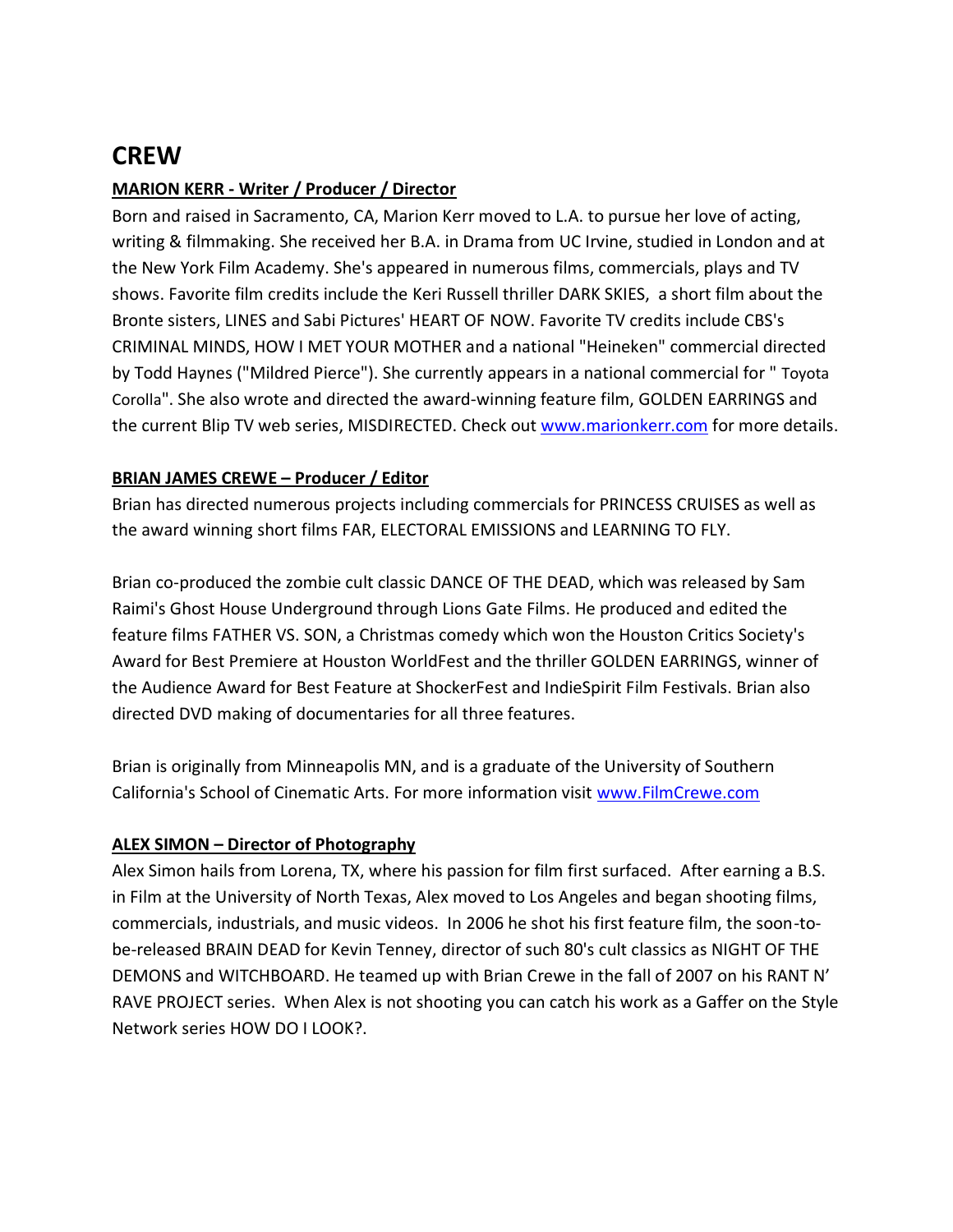# CREW

**MARION KERR - Writer / Producer / Director**

Born and raised in Sacramento, CA, Marion Kerr moved to L.A. to pursue her love of acting, writing & filmmaking. She received her B.A. in Drama from UC Irvine, studied in London and at the New York Film Academy. She's appeared in numerous films, commercials, plays and TV shows. Favorite film credits include the Keri Russell thriller DARK SKIES, a short film about the Bronte sisters, LINES and Sabi Pictures' HEART OF NOW. Favorite TV credits include CBS's CRIMINAL MINDS, HOW I MET YOUR MOTHER and a national "Heineken" commercial directed by Todd Haynes ("Mildred Pierce"). She currently appears in a national commercial for " Toyota Corolla". She also wrote and directed the award-winning feature film, GOLDEN EARRINGS and the current Blip TV web series, MISDIRECTED. Check out [www.marionkerr.com](http://www.marionkerr.com) for more details.

**BRIAN JAMES CREWE – Producer / Editor**

Brian has directed numerous projects including commercials for PRINCESS CRUISES as well as the award winning short films FAR, ELECTORAL EMISSIONS and LEARNING TO FLY.

Brian co-produced the zombie cult classic DANCE OF THE DEAD, which was released by Sam Raimi's Ghost House Underground through Lions Gate Films. He produced and edited the feature films FATHER VS. SON, a Christmas comedy which won the Houston Critics Society's Award for Best Premiere at Houston WorldFest and the thriller GOLDEN EARRINGS, winner of the Audience Award for Best Feature at ShockerFest and IndieSpirit Film Festivals. Brian also directed DVD making of documentaries for all three features.

Brian is originally from Minneapolis MN, and is a graduate of the University of Southern California's School of Cinematic Arts. For more information visit [www.FilmCrewe.com](http://www.FilmCrewe.com)

**ALEX SIMON – Director of Photography**

Alex Simon hails from Lorena, TX, where his passion for film first surfaced. After earning a B.S. in Film at the University of North Texas, Alex moved to Los Angeles and began shooting films, commercials, industrials, and music videos. In 2006 he shot his first feature film, the soon-to-be-released BRAIN DEAD for Kevin Tenney, director of such 80's cult classics as NIGHT OF THE DEMONS and WITCHBOARD. He teamed up with Brian Crewe in the fall of 2007 on his RANT N' RAVE PROJECT series. When Alex is not shooting you can catch his work as a Gaffer on the Style Network series HOW DO I LOOK?.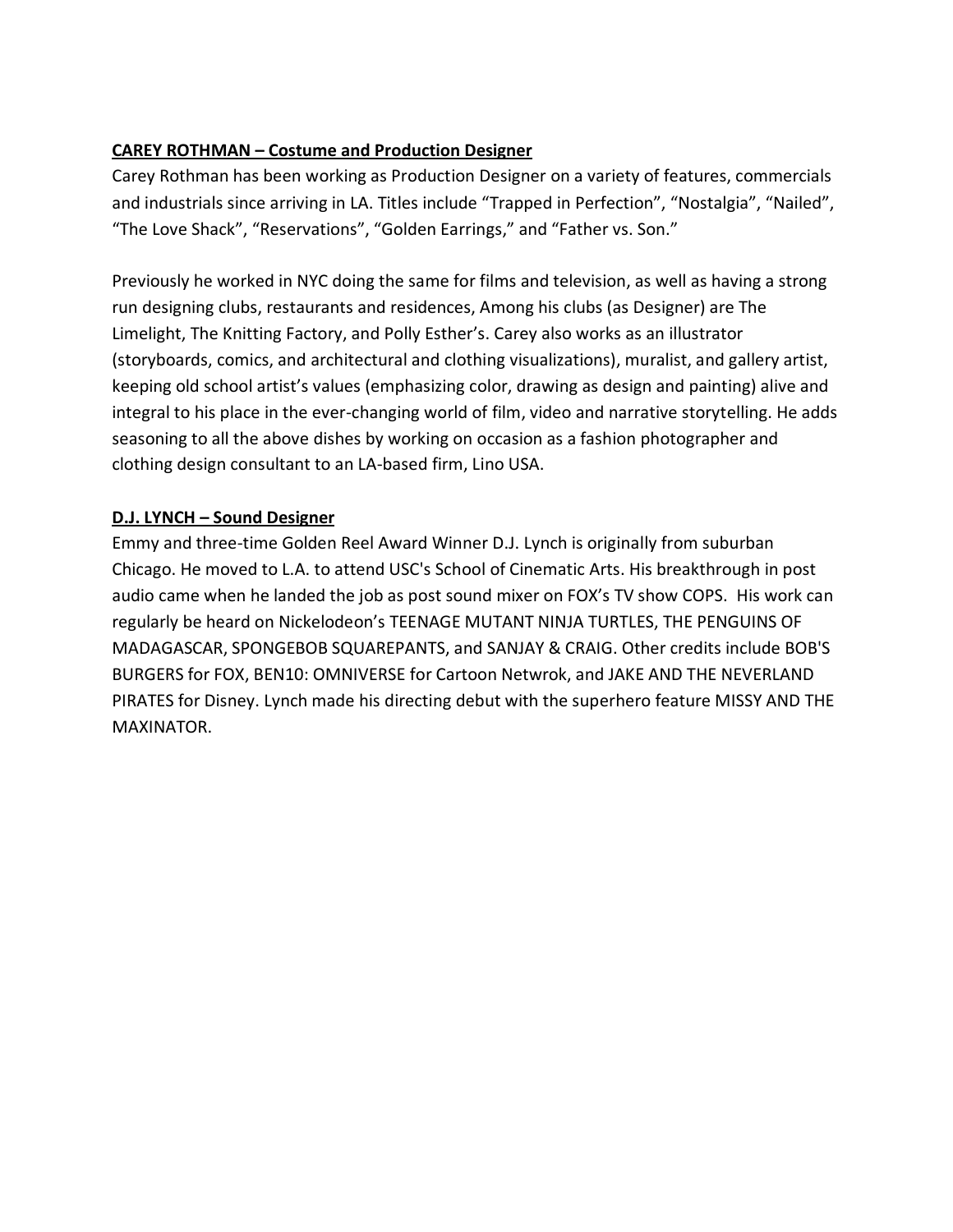**<u>CAREY ROTHMAN – Costume and Production Designer</u>**

Carey Rothman has been working as Production Designer on a variety of features, commercials and industrials since arriving in LA. Titles include “Trapped in Perfection”, “Nostalgia”, “Nailed”, “The Love Shack”, “Reservations”, “Golden Earrings,” and “Father vs. Son.”

Previously he worked in NYC doing the same for films and television, as well as having a strong run designing clubs, restaurants and residences, Among his clubs (as Designer) are The Limelight, The Knitting Factory, and Polly Esther’s. Carey also works as an illustrator (storyboards, comics, and architectural and clothing visualizations), muralist, and gallery artist, keeping old school artist’s values (emphasizing color, drawing as design and painting) alive and integral to his place in the ever-changing world of film, video and narrative storytelling. He adds seasoning to all the above dishes by working on occasion as a fashion photographer and clothing design consultant to an LA-based firm, Lino USA.

**<u>D.J. LYNCH – Sound Designer</u>**

Emmy and three-time Golden Reel Award Winner D.J. Lynch is originally from suburban Chicago. He moved to L.A. to attend USC's School of Cinematic Arts. His breakthrough in post audio came when he landed the job as post sound mixer on FOX’s TV show COPS. His work can regularly be heard on Nickelodeon’s TEENAGE MUTANT NINJA TURTLES, THE PENGUINS OF MADAGASCAR, SPONGEBOB SQUAREPANTS, and SANJAY & CRAIG. Other credits include BOB'S BURGERS for FOX, BEN10: OMNIVERSE for Cartoon Netwrok, and JAKE AND THE NEVERLAND PIRATES for Disney. Lynch made his directing debut with the superhero feature MISSY AND THE MAXINATOR.